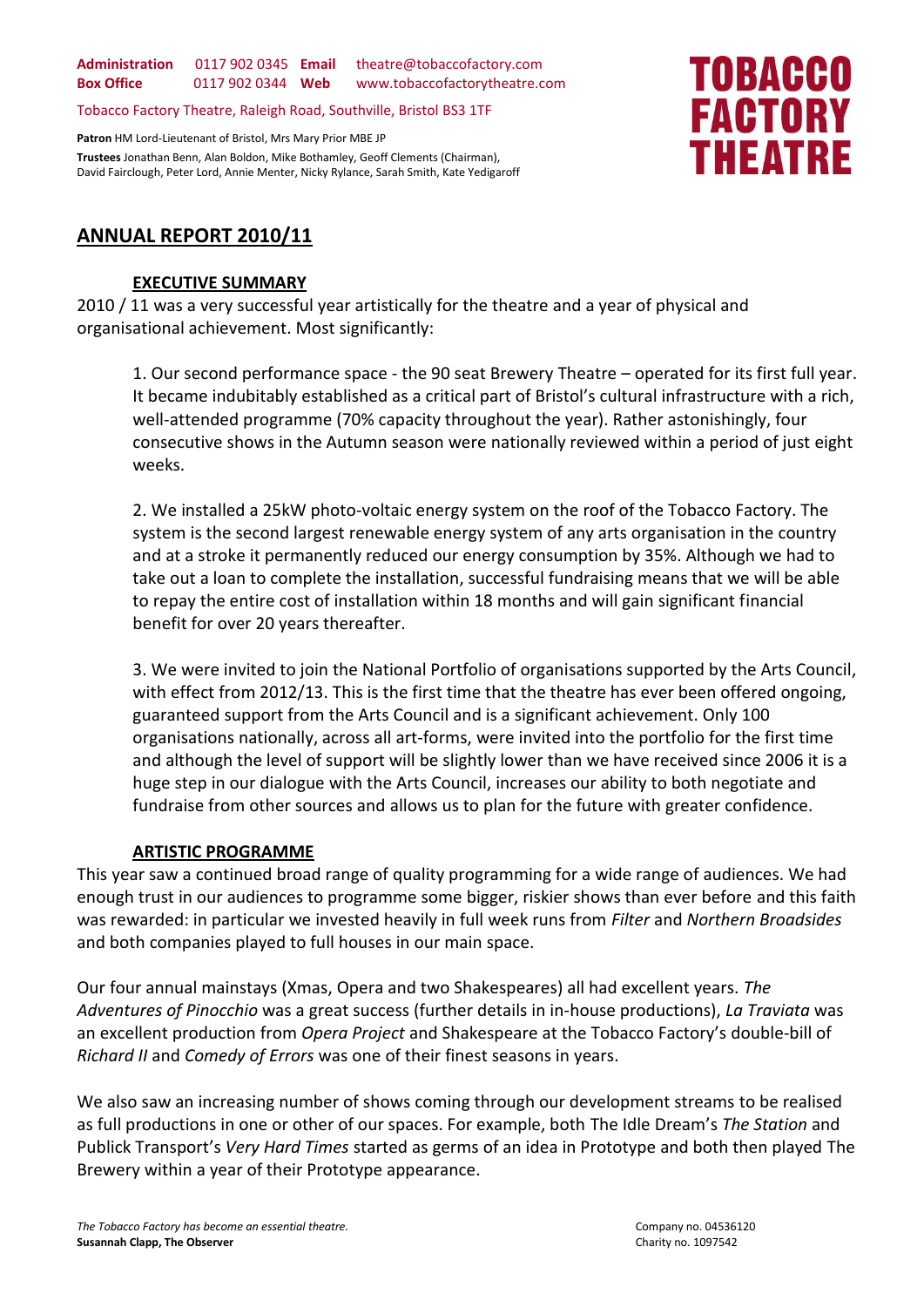**Administration** 0117 902 0345 **Email** theatre@tobaccofactory.com
**Box Office** 0117 902 0344 **Web** www.tobaccofactorytheatre.com

Tobacco Factory Theatre, Raleigh Road, Southville, Bristol BS3 1TF

**Patron** HM Lord-Lieutenant of Bristol, Mrs Mary Prior MBE JP
**Trustees** Jonathan Benn, Alan Boldon, Mike Bothamley, Geoff Clements (Chairman), David Fairclough, Peter Lord, Annie Menter, Nicky Rylance, Sarah Smith, Kate Yedigaroff

**TOBACCO FACTORY THEATRE**

# ANNUAL REPORT 2010/11

## EXECUTIVE SUMMARY

2010 / 11 was a very successful year artistically for the theatre and a year of physical and organisational achievement. Most significantly:

1. Our second performance space - the 90 seat Brewery Theatre – operated for its first full year. It became indubitably established as a critical part of Bristol's cultural infrastructure with a rich, well-attended programme (70% capacity throughout the year). Rather astonishingly, four consecutive shows in the Autumn season were nationally reviewed within a period of just eight weeks.

2. We installed a 25kW photo-voltaic energy system on the roof of the Tobacco Factory. The system is the second largest renewable energy system of any arts organisation in the country and at a stroke it permanently reduced our energy consumption by 35%. Although we had to take out a loan to complete the installation, successful fundraising means that we will be able to repay the entire cost of installation within 18 months and will gain significant financial benefit for over 20 years thereafter.

3. We were invited to join the National Portfolio of organisations supported by the Arts Council, with effect from 2012/13. This is the first time that the theatre has ever been offered ongoing, guaranteed support from the Arts Council and is a significant achievement. Only 100 organisations nationally, across all art-forms, were invited into the portfolio for the first time and although the level of support will be slightly lower than we have received since 2006 it is a huge step in our dialogue with the Arts Council, increases our ability to both negotiate and fundraise from other sources and allows us to plan for the future with greater confidence.

## ARTISTIC PROGRAMME

This year saw a continued broad range of quality programming for a wide range of audiences. We had enough trust in our audiences to programme some bigger, riskier shows than ever before and this faith was rewarded: in particular we invested heavily in full week runs from *Filter* and *Northern Broadsides* and both companies played to full houses in our main space.

Our four annual mainstays (Xmas, Opera and two Shakespeares) all had excellent years. *The Adventures of Pinocchio* was a great success (further details in in-house productions), *La Traviata* was an excellent production from *Opera Project* and Shakespeare at the Tobacco Factory's double-bill of *Richard II* and *Comedy of Errors* was one of their finest seasons in years.

We also saw an increasing number of shows coming through our development streams to be realised as full productions in one or other of our spaces. For example, both The Idle Dream's *The Station* and Publick Transport's *Very Hard Times* started as germs of an idea in Prototype and both then played The Brewery within a year of their Prototype appearance.

*The Tobacco Factory has become an essential theatre.*
**Susannah Clapp, The Observer**

Company no. 04536120
Charity no. 1097542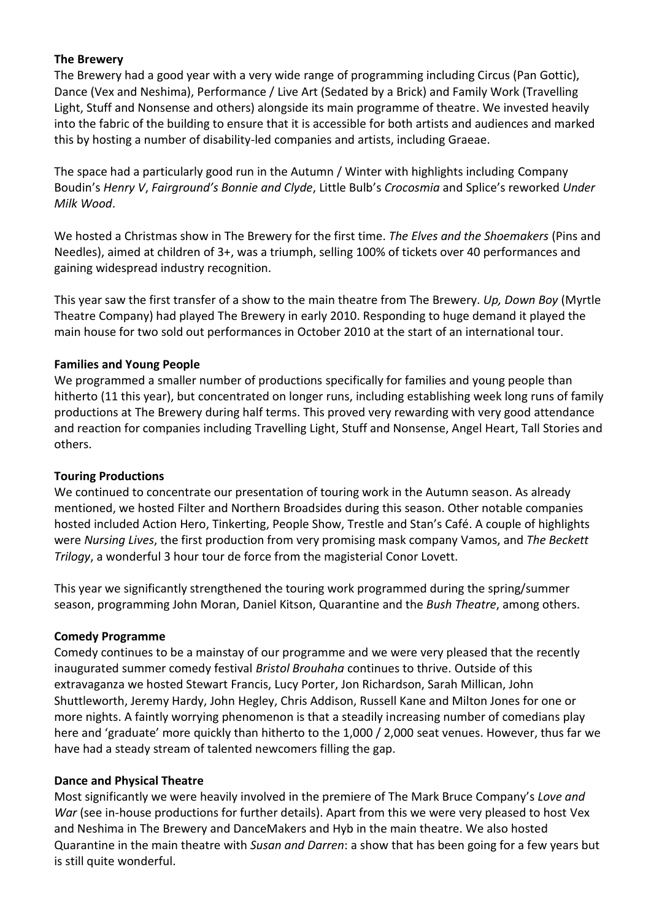**The Brewery**

The Brewery had a good year with a very wide range of programming including Circus (Pan Gottic), Dance (Vex and Neshima), Performance / Live Art (Sedated by a Brick) and Family Work (Travelling Light, Stuff and Nonsense and others) alongside its main programme of theatre. We invested heavily into the fabric of the building to ensure that it is accessible for both artists and audiences and marked this by hosting a number of disability-led companies and artists, including Graeae.

The space had a particularly good run in the Autumn / Winter with highlights including Company Boudin's *Henry V*, *Fairground's Bonnie and Clyde*, Little Bulb's *Crocosmia* and Splice's reworked *Under Milk Wood*.

We hosted a Christmas show in The Brewery for the first time. *The Elves and the Shoemakers* (Pins and Needles), aimed at children of 3+, was a triumph, selling 100% of tickets over 40 performances and gaining widespread industry recognition.

This year saw the first transfer of a show to the main theatre from The Brewery. *Up, Down Boy* (Myrtle Theatre Company) had played The Brewery in early 2010. Responding to huge demand it played the main house for two sold out performances in October 2010 at the start of an international tour.

**Families and Young People**

We programmed a smaller number of productions specifically for families and young people than hitherto (11 this year), but concentrated on longer runs, including establishing week long runs of family productions at The Brewery during half terms. This proved very rewarding with very good attendance and reaction for companies including Travelling Light, Stuff and Nonsense, Angel Heart, Tall Stories and others.

**Touring Productions**

We continued to concentrate our presentation of touring work in the Autumn season. As already mentioned, we hosted Filter and Northern Broadsides during this season. Other notable companies hosted included Action Hero, Tinkerting, People Show, Trestle and Stan's Café. A couple of highlights were *Nursing Lives*, the first production from very promising mask company Vamos, and *The Beckett Trilogy*, a wonderful 3 hour tour de force from the magisterial Conor Lovett.

This year we significantly strengthened the touring work programmed during the spring/summer season, programming John Moran, Daniel Kitson, Quarantine and the *Bush Theatre*, among others.

**Comedy Programme**

Comedy continues to be a mainstay of our programme and we were very pleased that the recently inaugurated summer comedy festival *Bristol Brouhaha* continues to thrive. Outside of this extravaganza we hosted Stewart Francis, Lucy Porter, Jon Richardson, Sarah Millican, John Shuttleworth, Jeremy Hardy, John Hegley, Chris Addison, Russell Kane and Milton Jones for one or more nights. A faintly worrying phenomenon is that a steadily increasing number of comedians play here and 'graduate' more quickly than hitherto to the 1,000 / 2,000 seat venues. However, thus far we have had a steady stream of talented newcomers filling the gap.

**Dance and Physical Theatre**

Most significantly we were heavily involved in the premiere of The Mark Bruce Company's *Love and War* (see in-house productions for further details). Apart from this we were very pleased to host Vex and Neshima in The Brewery and DanceMakers and Hyb in the main theatre. We also hosted Quarantine in the main theatre with *Susan and Darren*: a show that has been going for a few years but is still quite wonderful.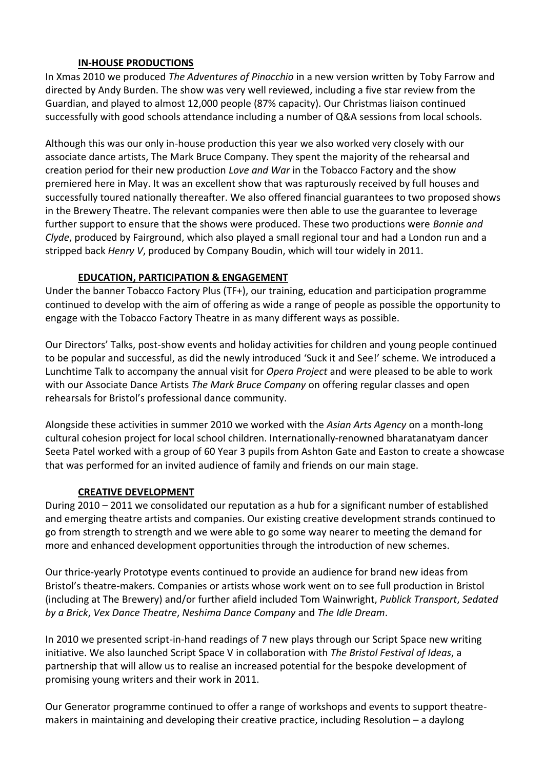## IN-HOUSE PRODUCTIONS

In Xmas 2010 we produced *The Adventures of Pinocchio* in a new version written by Toby Farrow and directed by Andy Burden. The show was very well reviewed, including a five star review from the Guardian, and played to almost 12,000 people (87% capacity). Our Christmas liaison continued successfully with good schools attendance including a number of Q&A sessions from local schools.

Although this was our only in-house production this year we also worked very closely with our associate dance artists, The Mark Bruce Company. They spent the majority of the rehearsal and creation period for their new production *Love and War* in the Tobacco Factory and the show premiered here in May. It was an excellent show that was rapturously received by full houses and successfully toured nationally thereafter. We also offered financial guarantees to two proposed shows in the Brewery Theatre. The relevant companies were then able to use the guarantee to leverage further support to ensure that the shows were produced. These two productions were *Bonnie and Clyde*, produced by Fairground, which also played a small regional tour and had a London run and a stripped back *Henry V*, produced by Company Boudin, which will tour widely in 2011.

## EDUCATION, PARTICIPATION & ENGAGEMENT

Under the banner Tobacco Factory Plus (TF+), our training, education and participation programme continued to develop with the aim of offering as wide a range of people as possible the opportunity to engage with the Tobacco Factory Theatre in as many different ways as possible.

Our Directors' Talks, post-show events and holiday activities for children and young people continued to be popular and successful, as did the newly introduced 'Suck it and See!' scheme. We introduced a Lunchtime Talk to accompany the annual visit for *Opera Project* and were pleased to be able to work with our Associate Dance Artists *The Mark Bruce Company* on offering regular classes and open rehearsals for Bristol's professional dance community.

Alongside these activities in summer 2010 we worked with the *Asian Arts Agency* on a month-long cultural cohesion project for local school children. Internationally-renowned bharatanatyam dancer Seeta Patel worked with a group of 60 Year 3 pupils from Ashton Gate and Easton to create a showcase that was performed for an invited audience of family and friends on our main stage.

## CREATIVE DEVELOPMENT

During 2010 – 2011 we consolidated our reputation as a hub for a significant number of established and emerging theatre artists and companies. Our existing creative development strands continued to go from strength to strength and we were able to go some way nearer to meeting the demand for more and enhanced development opportunities through the introduction of new schemes.

Our thrice-yearly Prototype events continued to provide an audience for brand new ideas from Bristol's theatre-makers. Companies or artists whose work went on to see full production in Bristol (including at The Brewery) and/or further afield included Tom Wainwright, *Publick Transport*, *Sedated by a Brick*, *Vex Dance Theatre*, *Neshima Dance Company* and *The Idle Dream*.

In 2010 we presented script-in-hand readings of 7 new plays through our Script Space new writing initiative. We also launched Script Space V in collaboration with *The Bristol Festival of Ideas*, a partnership that will allow us to realise an increased potential for the bespoke development of promising young writers and their work in 2011.

Our Generator programme continued to offer a range of workshops and events to support theatre-makers in maintaining and developing their creative practice, including Resolution – a daylong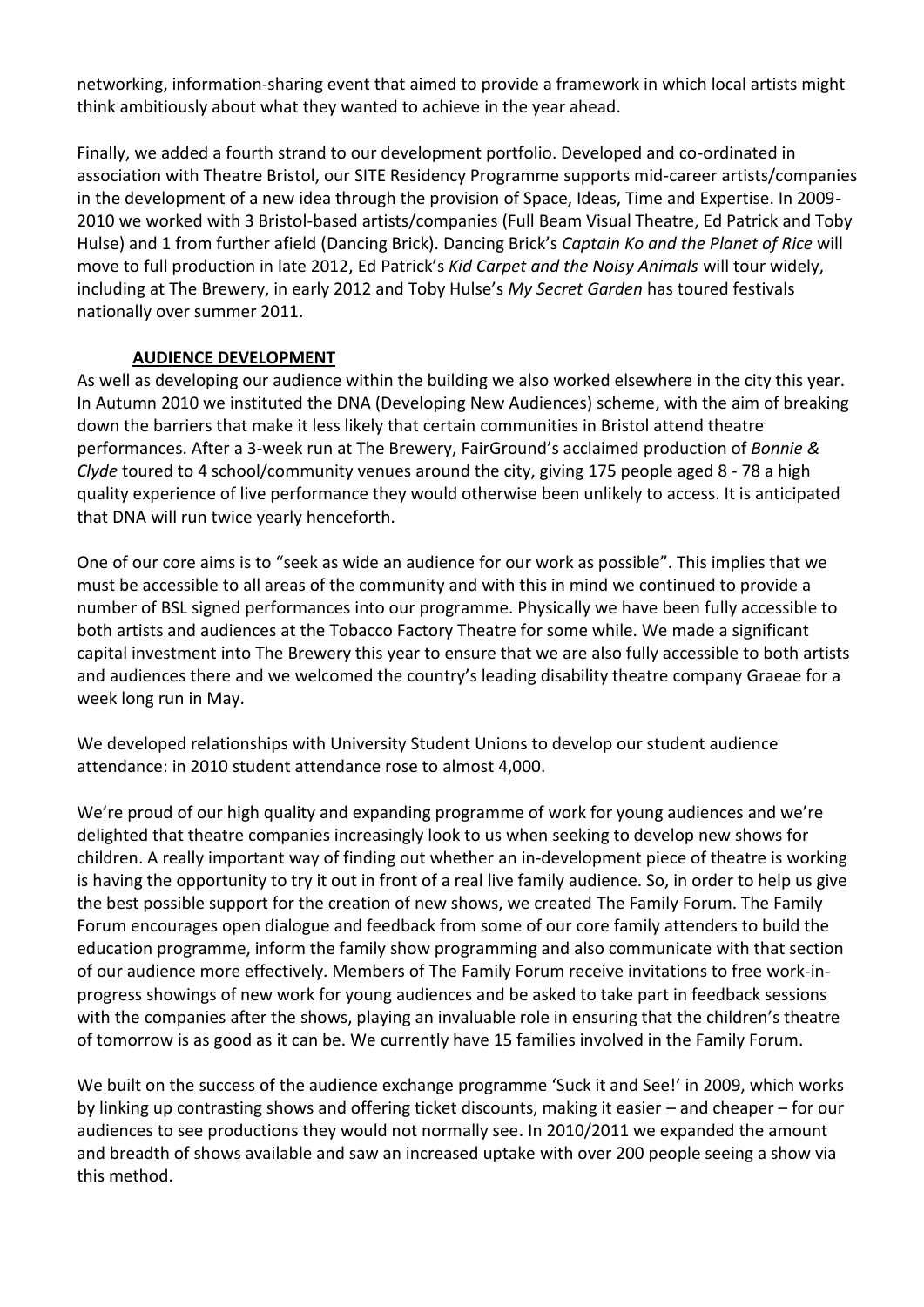networking, information-sharing event that aimed to provide a framework in which local artists might think ambitiously about what they wanted to achieve in the year ahead.

Finally, we added a fourth strand to our development portfolio. Developed and co-ordinated in association with Theatre Bristol, our SITE Residency Programme supports mid-career artists/companies in the development of a new idea through the provision of Space, Ideas, Time and Expertise. In 2009-2010 we worked with 3 Bristol-based artists/companies (Full Beam Visual Theatre, Ed Patrick and Toby Hulse) and 1 from further afield (Dancing Brick). Dancing Brick's *Captain Ko and the Planet of Rice* will move to full production in late 2012, Ed Patrick's *Kid Carpet and the Noisy Animals* will tour widely, including at The Brewery, in early 2012 and Toby Hulse's *My Secret Garden* has toured festivals nationally over summer 2011.

## AUDIENCE DEVELOPMENT

As well as developing our audience within the building we also worked elsewhere in the city this year. In Autumn 2010 we instituted the DNA (Developing New Audiences) scheme, with the aim of breaking down the barriers that make it less likely that certain communities in Bristol attend theatre performances. After a 3-week run at The Brewery, FairGround's acclaimed production of *Bonnie & Clyde* toured to 4 school/community venues around the city, giving 175 people aged 8 - 78 a high quality experience of live performance they would otherwise been unlikely to access. It is anticipated that DNA will run twice yearly henceforth.

One of our core aims is to "seek as wide an audience for our work as possible". This implies that we must be accessible to all areas of the community and with this in mind we continued to provide a number of BSL signed performances into our programme. Physically we have been fully accessible to both artists and audiences at the Tobacco Factory Theatre for some while. We made a significant capital investment into The Brewery this year to ensure that we are also fully accessible to both artists and audiences there and we welcomed the country's leading disability theatre company Graeae for a week long run in May.

We developed relationships with University Student Unions to develop our student audience attendance: in 2010 student attendance rose to almost 4,000.

We're proud of our high quality and expanding programme of work for young audiences and we're delighted that theatre companies increasingly look to us when seeking to develop new shows for children. A really important way of finding out whether an in-development piece of theatre is working is having the opportunity to try it out in front of a real live family audience. So, in order to help us give the best possible support for the creation of new shows, we created The Family Forum. The Family Forum encourages open dialogue and feedback from some of our core family attenders to build the education programme, inform the family show programming and also communicate with that section of our audience more effectively. Members of The Family Forum receive invitations to free work-in-progress showings of new work for young audiences and be asked to take part in feedback sessions with the companies after the shows, playing an invaluable role in ensuring that the children's theatre of tomorrow is as good as it can be. We currently have 15 families involved in the Family Forum.

We built on the success of the audience exchange programme 'Suck it and See!' in 2009, which works by linking up contrasting shows and offering ticket discounts, making it easier – and cheaper – for our audiences to see productions they would not normally see. In 2010/2011 we expanded the amount and breadth of shows available and saw an increased uptake with over 200 people seeing a show via this method.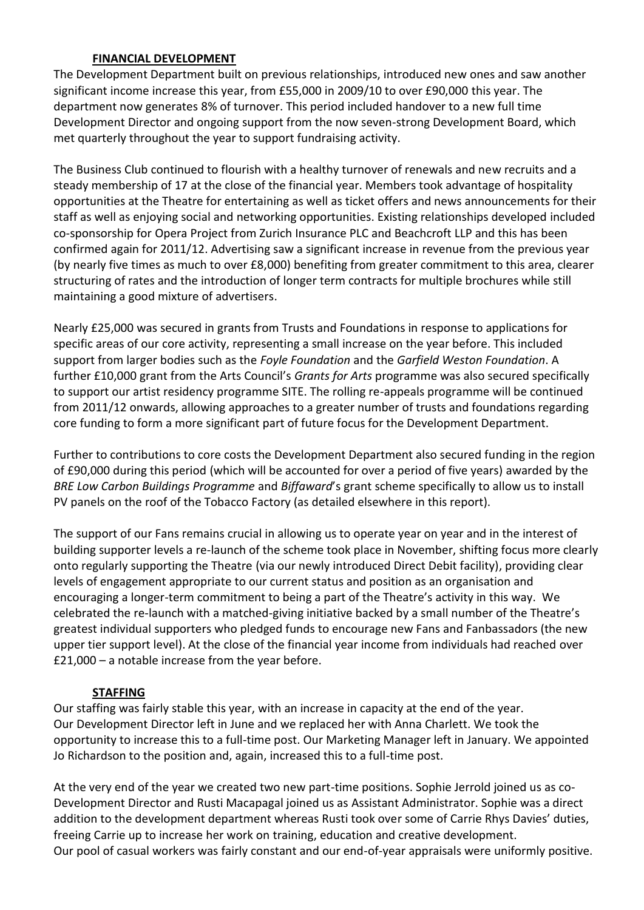## **FINANCIAL DEVELOPMENT**

The Development Department built on previous relationships, introduced new ones and saw another significant income increase this year, from £55,000 in 2009/10 to over £90,000 this year. The department now generates 8% of turnover. This period included handover to a new full time Development Director and ongoing support from the now seven-strong Development Board, which met quarterly throughout the year to support fundraising activity.

The Business Club continued to flourish with a healthy turnover of renewals and new recruits and a steady membership of 17 at the close of the financial year. Members took advantage of hospitality opportunities at the Theatre for entertaining as well as ticket offers and news announcements for their staff as well as enjoying social and networking opportunities. Existing relationships developed included co-sponsorship for Opera Project from Zurich Insurance PLC and Beachcroft LLP and this has been confirmed again for 2011/12. Advertising saw a significant increase in revenue from the previous year (by nearly five times as much to over £8,000) benefiting from greater commitment to this area, clearer structuring of rates and the introduction of longer term contracts for multiple brochures while still maintaining a good mixture of advertisers.

Nearly £25,000 was secured in grants from Trusts and Foundations in response to applications for specific areas of our core activity, representing a small increase on the year before. This included support from larger bodies such as the *Foyle Foundation* and the *Garfield Weston Foundation*. A further £10,000 grant from the Arts Council's *Grants for Arts* programme was also secured specifically to support our artist residency programme SITE. The rolling re-appeals programme will be continued from 2011/12 onwards, allowing approaches to a greater number of trusts and foundations regarding core funding to form a more significant part of future focus for the Development Department.

Further to contributions to core costs the Development Department also secured funding in the region of £90,000 during this period (which will be accounted for over a period of five years) awarded by the *BRE Low Carbon Buildings Programme* and *Biffaward*'s grant scheme specifically to allow us to install PV panels on the roof of the Tobacco Factory (as detailed elsewhere in this report).

The support of our Fans remains crucial in allowing us to operate year on year and in the interest of building supporter levels a re-launch of the scheme took place in November, shifting focus more clearly onto regularly supporting the Theatre (via our newly introduced Direct Debit facility), providing clear levels of engagement appropriate to our current status and position as an organisation and encouraging a longer-term commitment to being a part of the Theatre's activity in this way. We celebrated the re-launch with a matched-giving initiative backed by a small number of the Theatre's greatest individual supporters who pledged funds to encourage new Fans and Fanbassadors (the new upper tier support level). At the close of the financial year income from individuals had reached over £21,000 – a notable increase from the year before.

## **STAFFING**

Our staffing was fairly stable this year, with an increase in capacity at the end of the year.
Our Development Director left in June and we replaced her with Anna Charlett. We took the opportunity to increase this to a full-time post. Our Marketing Manager left in January. We appointed Jo Richardson to the position and, again, increased this to a full-time post.

At the very end of the year we created two new part-time positions. Sophie Jerrold joined us as co-Development Director and Rusti Macapagal joined us as Assistant Administrator. Sophie was a direct addition to the development department whereas Rusti took over some of Carrie Rhys Davies' duties, freeing Carrie up to increase her work on training, education and creative development.
Our pool of casual workers was fairly constant and our end-of-year appraisals were uniformly positive.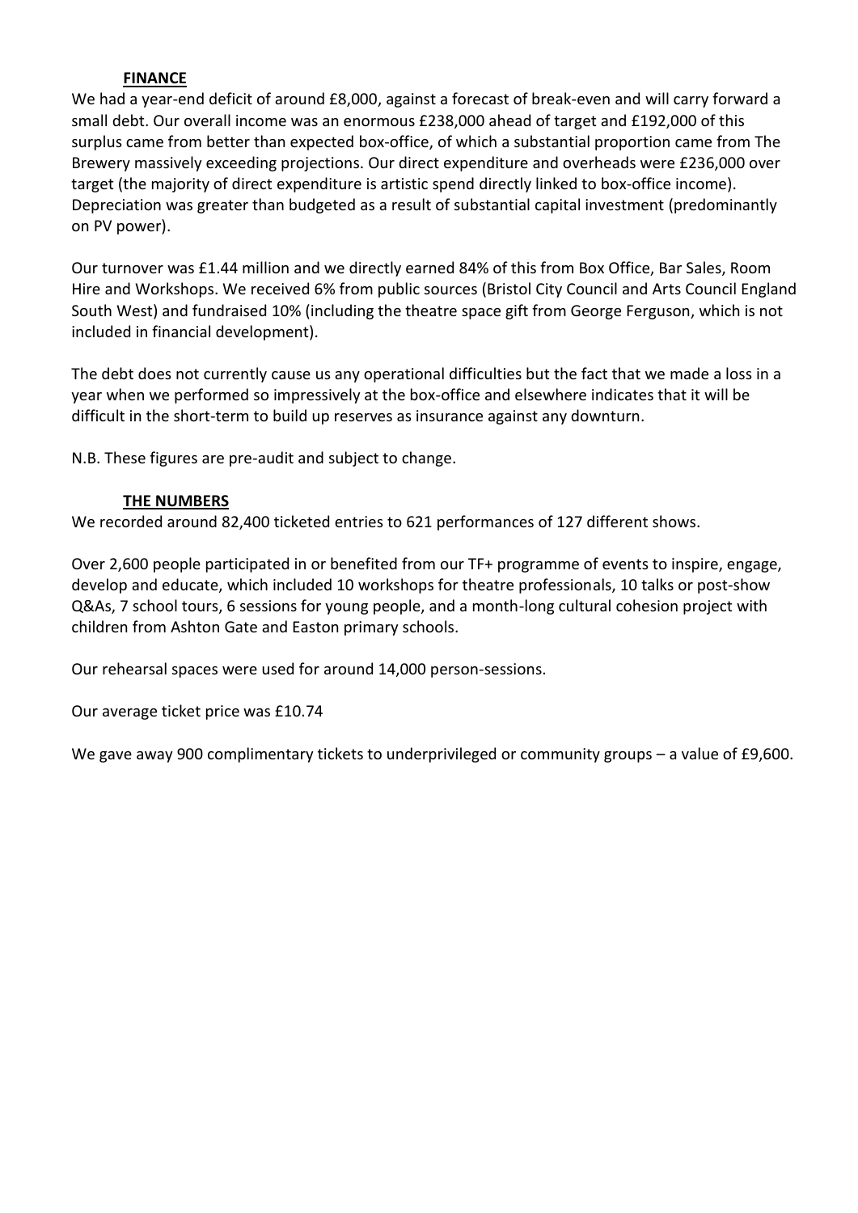## FINANCE

We had a year-end deficit of around £8,000, against a forecast of break-even and will carry forward a small debt. Our overall income was an enormous £238,000 ahead of target and £192,000 of this surplus came from better than expected box-office, of which a substantial proportion came from The Brewery massively exceeding projections. Our direct expenditure and overheads were £236,000 over target (the majority of direct expenditure is artistic spend directly linked to box-office income). Depreciation was greater than budgeted as a result of substantial capital investment (predominantly on PV power).

Our turnover was £1.44 million and we directly earned 84% of this from Box Office, Bar Sales, Room Hire and Workshops. We received 6% from public sources (Bristol City Council and Arts Council England South West) and fundraised 10% (including the theatre space gift from George Ferguson, which is not included in financial development).

The debt does not currently cause us any operational difficulties but the fact that we made a loss in a year when we performed so impressively at the box-office and elsewhere indicates that it will be difficult in the short-term to build up reserves as insurance against any downturn.

N.B. These figures are pre-audit and subject to change.

## THE NUMBERS

We recorded around 82,400 ticketed entries to 621 performances of 127 different shows.

Over 2,600 people participated in or benefited from our TF+ programme of events to inspire, engage, develop and educate, which included 10 workshops for theatre professionals, 10 talks or post-show Q&As, 7 school tours, 6 sessions for young people, and a month-long cultural cohesion project with children from Ashton Gate and Easton primary schools.

Our rehearsal spaces were used for around 14,000 person-sessions.

Our average ticket price was £10.74

We gave away 900 complimentary tickets to underprivileged or community groups – a value of £9,600.